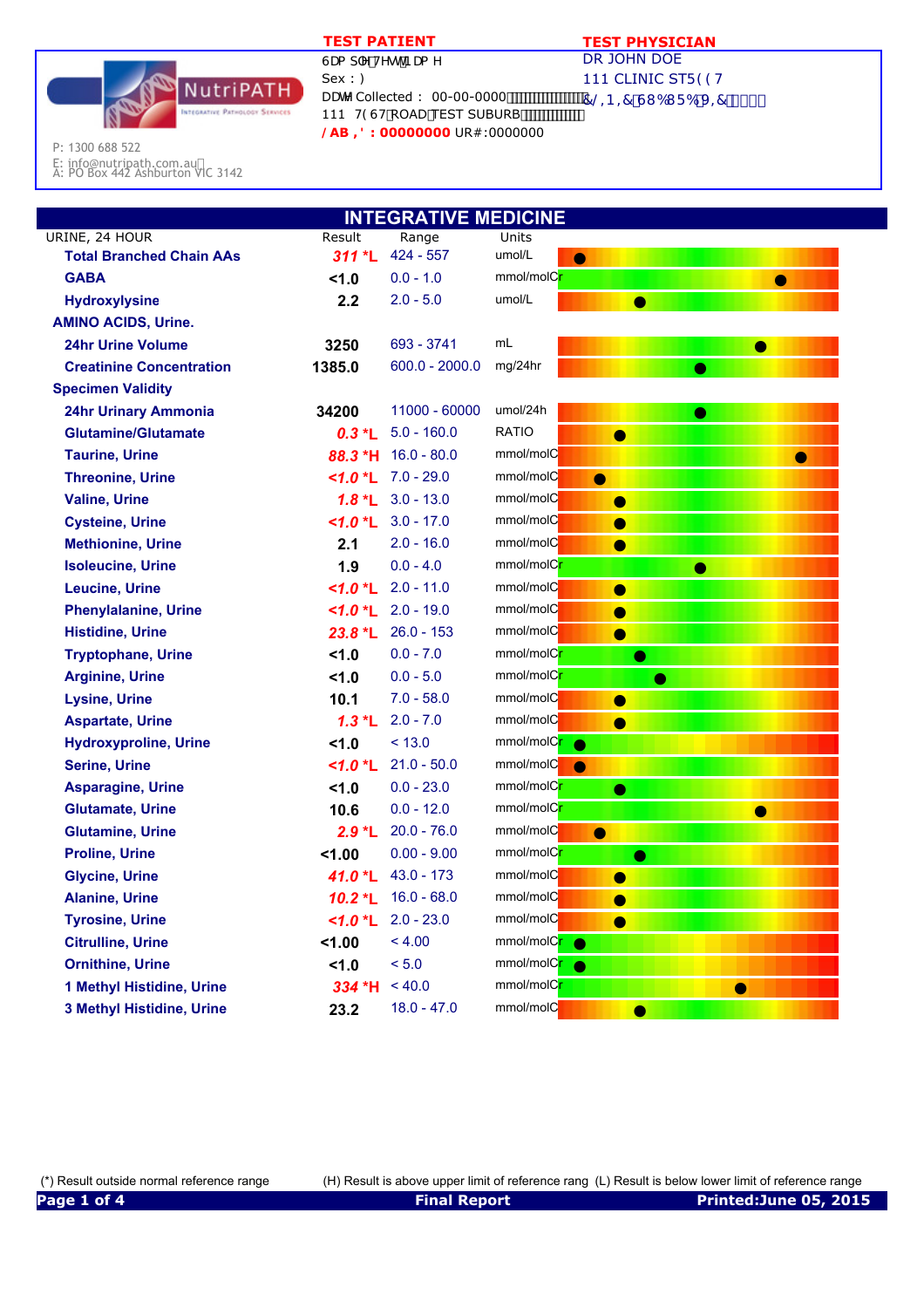NutriPATH
Integrative Pathology Services

P: 1300 688 522
E: info@nutripath.com.au
A: PO Box 442 Ashburton VIC 3142

**TEST PATIENT**
6DP SOH7HVW1DPH
Sex : )
DDWH Collected : 00-00-0000
111 7(67 ROAD TEST SUBURB
**/AB ,' : 00000000** UR#:0000000

**TEST PHYSICIAN**
DR JOHN DOE
111 CLINIC ST5((7
&/,1,&68%85%9,&

## INTEGRATIVE MEDICINE

| URINE, 24 HOUR | Result | Range | Units |
|---|---|---|---|
| **Total Branched Chain AAs** | *311 *L* | 424 - 557 | umol/L |
| **GABA** | <1.0 | 0.0 - 1.0 | mmol/molCr |
| **Hydroxylysine** | 2.2 | 2.0 - 5.0 | umol/L |
| **AMINO ACIDS, Urine.** | | | |
| **24hr Urine Volume** | 3250 | 693 - 3741 | mL |
| **Creatinine Concentration** | 1385.0 | 600.0 - 2000.0 | mg/24hr |
| **Specimen Validity** | | | |
| **24hr Urinary Ammonia** | 34200 | 11000 - 60000 | umol/24h |
| **Glutamine/Glutamate** | *0.3 *L* | 5.0 - 160.0 | RATIO |
| **Taurine, Urine** | *88.3 *H* | 16.0 - 80.0 | mmol/molCr |
| **Threonine, Urine** | *<1.0 *L* | 7.0 - 29.0 | mmol/molCr |
| **Valine, Urine** | *1.8 *L* | 3.0 - 13.0 | mmol/molCr |
| **Cysteine, Urine** | *<1.0 *L* | 3.0 - 17.0 | mmol/molCr |
| **Methionine, Urine** | 2.1 | 2.0 - 16.0 | mmol/molCr |
| **Isoleucine, Urine** | 1.9 | 0.0 - 4.0 | mmol/molCr |
| **Leucine, Urine** | *<1.0 *L* | 2.0 - 11.0 | mmol/molCr |
| **Phenylalanine, Urine** | *<1.0 *L* | 2.0 - 19.0 | mmol/molCr |
| **Histidine, Urine** | *23.8 *L* | 26.0 - 153 | mmol/molCr |
| **Tryptophane, Urine** | <1.0 | 0.0 - 7.0 | mmol/molCr |
| **Arginine, Urine** | <1.0 | 0.0 - 5.0 | mmol/molCr |
| **Lysine, Urine** | 10.1 | 7.0 - 58.0 | mmol/molCr |
| **Aspartate, Urine** | *1.3 *L* | 2.0 - 7.0 | mmol/molCr |
| **Hydroxyproline, Urine** | <1.0 | < 13.0 | mmol/molCr |
| **Serine, Urine** | *<1.0 *L* | 21.0 - 50.0 | mmol/molCr |
| **Asparagine, Urine** | <1.0 | 0.0 - 23.0 | mmol/molCr |
| **Glutamate, Urine** | 10.6 | 0.0 - 12.0 | mmol/molCr |
| **Glutamine, Urine** | *2.9 *L* | 20.0 - 76.0 | mmol/molCr |
| **Proline, Urine** | <1.00 | 0.00 - 9.00 | mmol/molCr |
| **Glycine, Urine** | *41.0 *L* | 43.0 - 173 | mmol/molCr |
| **Alanine, Urine** | *10.2 *L* | 16.0 - 68.0 | mmol/molCr |
| **Tyrosine, Urine** | *<1.0 *L* | 2.0 - 23.0 | mmol/molCr |
| **Citrulline, Urine** | <1.00 | < 4.00 | mmol/molCr |
| **Ornithine, Urine** | <1.0 | < 5.0 | mmol/molCr |
| **1 Methyl Histidine, Urine** | *334 *H* | < 40.0 | mmol/molCr |
| **3 Methyl Histidine, Urine** | 23.2 | 18.0 - 47.0 | mmol/molCr |

(*) Result outside normal reference range (H) Result is above upper limit of reference rang (L) Result is below lower limit of reference range

Final Report Printed:June 05, 2015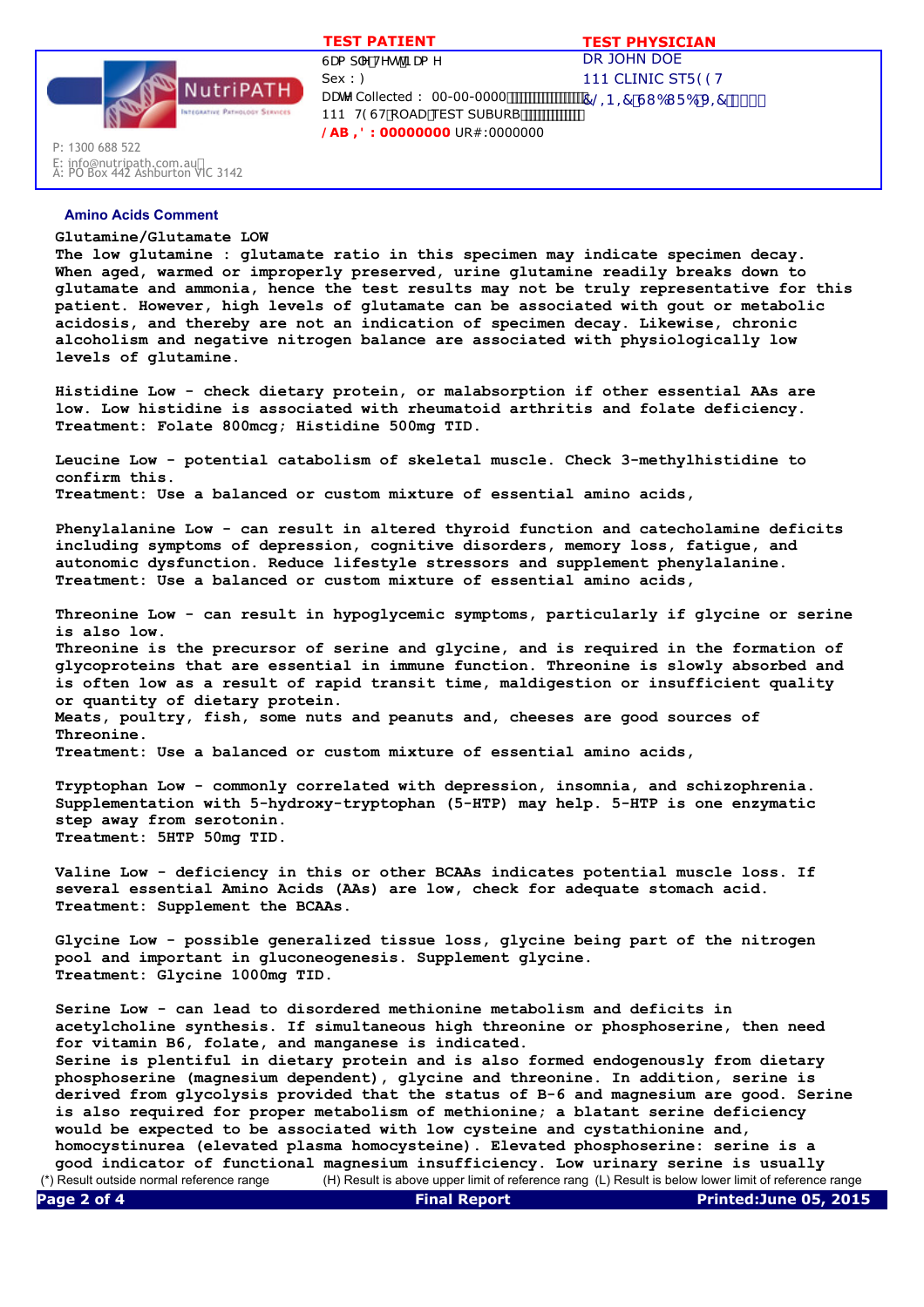TEST PATIENT

Sex : )

Collected : 00-00-0000

111 ROAD TEST SUBURB

**LAB ID : 00000000** UR#:0000000

TEST PHYSICIAN

DR JOHN DOE

111 CLINIC STREET

P: 1300 688 522

E: info@nutripath.com.au

A: PO Box 442 Ashburton VIC 3142

## Amino Acids Comment

**Glutamine/Glutamate LOW**

The low glutamine : glutamate ratio in this specimen may indicate specimen decay. When aged, warmed or improperly preserved, urine glutamine readily breaks down to glutamate and ammonia, hence the test results may not be truly representative for this patient. However, high levels of glutamate can be associated with gout or metabolic acidosis, and thereby are not an indication of specimen decay. Likewise, chronic alcoholism and negative nitrogen balance are associated with physiologically low levels of glutamine.

**Histidine Low** - check dietary protein, or malabsorption if other essential AAs are low. Low histidine is associated with rheumatoid arthritis and folate deficiency.
Treatment: Folate 800mcg; Histidine 500mg TID.

**Leucine Low** - potential catabolism of skeletal muscle. Check 3-methylhistidine to confirm this.
Treatment: Use a balanced or custom mixture of essential amino acids,

**Phenylalanine Low** - can result in altered thyroid function and catecholamine deficits including symptoms of depression, cognitive disorders, memory loss, fatigue, and autonomic dysfunction. Reduce lifestyle stressors and supplement phenylalanine.
Treatment: Use a balanced or custom mixture of essential amino acids,

**Threonine Low** - can result in hypoglycemic symptoms, particularly if glycine or serine is also low.
Threonine is the precursor of serine and glycine, and is required in the formation of glycoproteins that are essential in immune function. Threonine is slowly absorbed and is often low as a result of rapid transit time, maldigestion or insufficient quality or quantity of dietary protein.
Meats, poultry, fish, some nuts and peanuts and, cheeses are good sources of Threonine.
Treatment: Use a balanced or custom mixture of essential amino acids,

**Tryptophan Low** - commonly correlated with depression, insomnia, and schizophrenia. Supplementation with 5-hydroxy-tryptophan (5-HTP) may help. 5-HTP is one enzymatic step away from serotonin.
Treatment: 5HTP 50mg TID.

**Valine Low** - deficiency in this or other BCAAs indicates potential muscle loss. If several essential Amino Acids (AAs) are low, check for adequate stomach acid.
Treatment: Supplement the BCAAs.

**Glycine Low** - possible generalized tissue loss, glycine being part of the nitrogen pool and important in gluconeogenesis. Supplement glycine.
Treatment: Glycine 1000mg TID.

**Serine Low** - can lead to disordered methionine metabolism and deficits in acetylcholine synthesis. If simultaneous high threonine or phosphoserine, then need for vitamin B6, folate, and manganese is indicated.
Serine is plentiful in dietary protein and is also formed endogenously from dietary phosphoserine (magnesium dependent), glycine and threonine. In addition, serine is derived from glycolysis provided that the status of B-6 and magnesium are good. Serine is also required for proper metabolism of methionine; a blatant serine deficiency would be expected to be associated with low cysteine and cystathionine and, homocystinurea (elevated plasma homocysteine). Elevated phosphoserine: serine is a good indicator of functional magnesium insufficiency. Low urinary serine is usually

(*) Result outside normal reference range (H) Result is above upper limit of reference rang (L) Result is below lower limit of reference range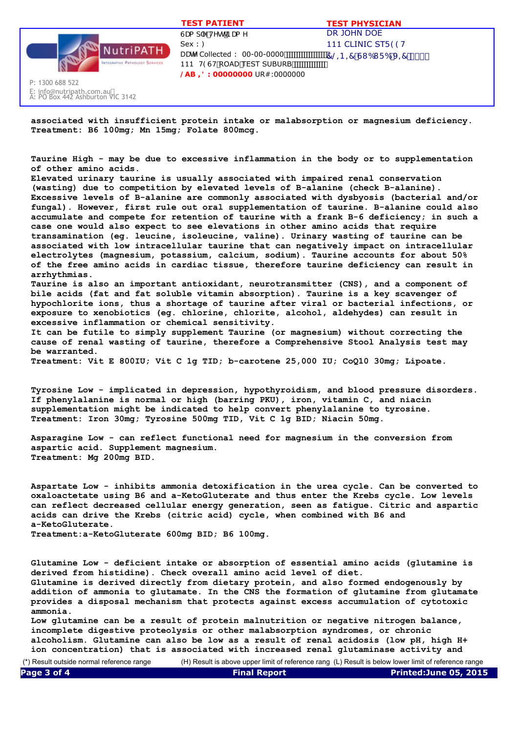associated with insufficient protein intake or malabsorption or magnesium deficiency.
Treatment: B6 100mg; Mn 15mg; Folate 800mcg.

Taurine High - may be due to excessive inflammation in the body or to supplementation of other amino acids.
Elevated urinary taurine is usually associated with impaired renal conservation (wasting) due to competition by elevated levels of B-alanine (check B-alanine).
Excessive levels of B-alanine are commonly associated with dysbyosis (bacterial and/or fungal). However, first rule out oral supplementation of taurine. B-alanine could also accumulate and compete for retention of taurine with a frank B-6 deficiency; in such a case one would also expect to see elevations in other amino acids that require transamination (eg. leucine, isoleucine, valine). Urinary wasting of taurine can be associated with low intracellular taurine that can negatively impact on intracellular electrolytes (magnesium, potassium, calcium, sodium). Taurine accounts for about 50% of the free amino acids in cardiac tissue, therefore taurine deficiency can result in arrhythmias.
Taurine is also an important antioxidant, neurotransmitter (CNS), and a component of bile acids (fat and fat soluble vitamin absorption). Taurine is a key scavenger of hypochlorite ions, thus a shortage of taurine after viral or bacterial infections, or exposure to xenobiotics (eg. chlorine, chlorite, alcohol, aldehydes) can result in excessive inflammation or chemical sensitivity.
It can be futile to simply supplement Taurine (or magnesium) without correcting the cause of renal wasting of taurine, therefore a Comprehensive Stool Analysis test may be warranted.
Treatment: Vit E 800IU; Vit C 1g TID; b-carotene 25,000 IU; CoQ10 30mg; Lipoate.

Tyrosine Low - implicated in depression, hypothyroidism, and blood pressure disorders.
If phenylalanine is normal or high (barring PKU), iron, vitamin C, and niacin supplementation might be indicated to help convert phenylalanine to tyrosine.
Treatment: Iron 30mg; Tyrosine 500mg TID, Vit C 1g BID; Niacin 50mg.

Asparagine Low - can reflect functional need for magnesium in the conversion from aspartic acid. Supplement magnesium.
Treatment: Mg 200mg BID.

Aspartate Low - inhibits ammonia detoxification in the urea cycle. Can be converted to oxaloactetate using B6 and a-KetoGluterate and thus enter the Krebs cycle. Low levels can reflect decreased cellular energy generation, seen as fatigue. Citric and aspartic acids can drive the Krebs (citric acid) cycle, when combined with B6 and a-KetoGluterate.
Treatment:a-KetoGluterate 600mg BID; B6 100mg.

Glutamine Low - deficient intake or absorption of essential amino acids (glutamine is derived from histidine). Check overall amino acid level of diet.
Glutamine is derived directly from dietary protein, and also formed endogenously by addition of ammonia to glutamate. In the CNS the formation of glutamine from glutamate provides a disposal mechanism that protects against excess accumulation of cytotoxic ammonia.
Low glutamine can be a result of protein malnutrition or negative nitrogen balance, incomplete digestive proteolysis or other malabsorption syndromes, or chronic alcoholism. Glutamine can also be low as a result of renal acidosis (low pH, high H+ ion concentration) that is associated with increased renal glutaminase activity and

(*) Result outside normal reference range (H) Result is above upper limit of reference rang (L) Result is below lower limit of reference range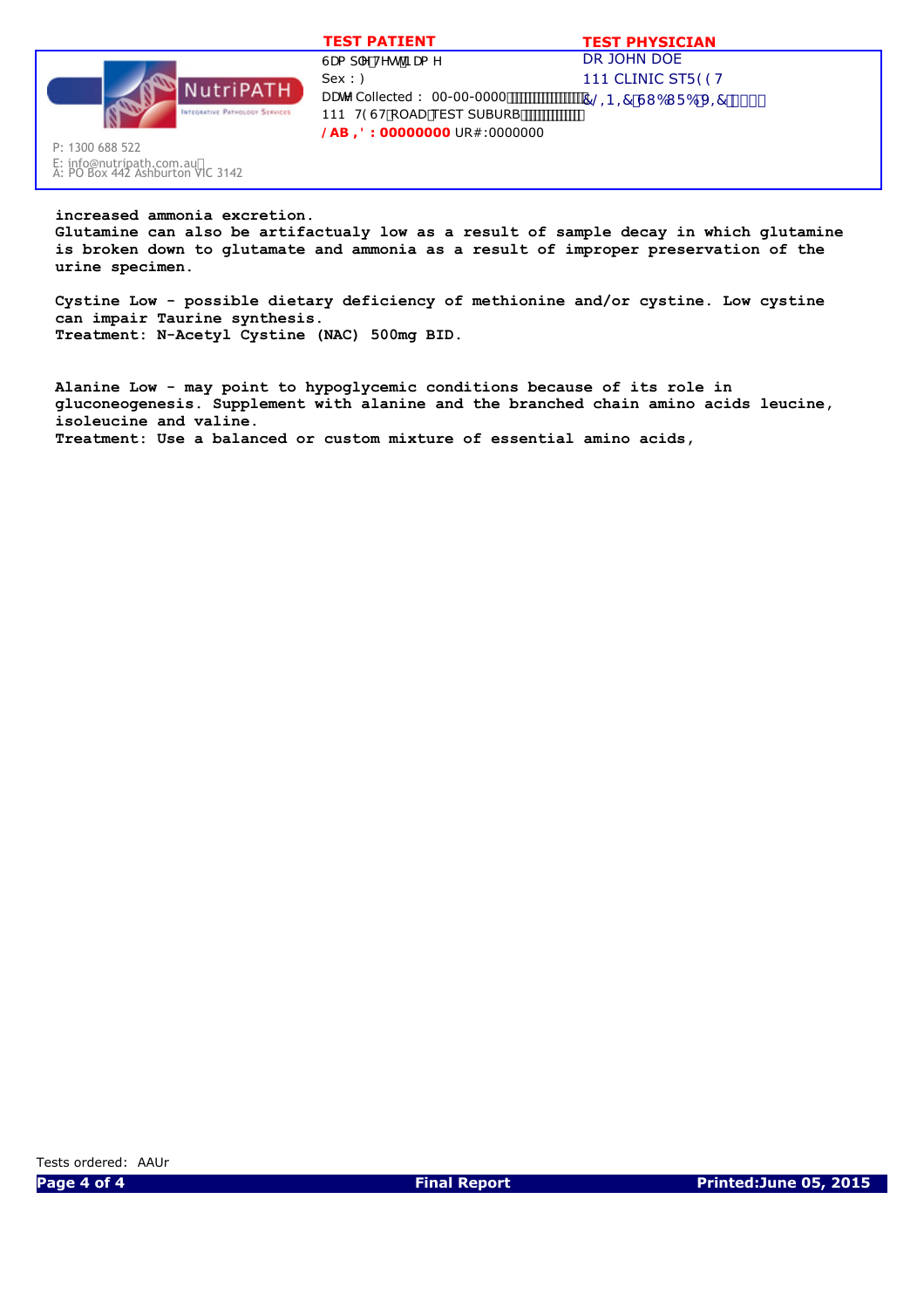increased ammonia excretion.
Glutamine can also be artifactualy low as a result of sample decay in which glutamine is broken down to glutamate and ammonia as a result of improper preservation of the urine specimen.

Cystine Low - possible dietary deficiency of methionine and/or cystine. Low cystine can impair Taurine synthesis.
Treatment: N-Acetyl Cystine (NAC) 500mg BID.

Alanine Low - may point to hypoglycemic conditions because of its role in gluconeogenesis. Supplement with alanine and the branched chain amino acids leucine, isoleucine and valine.
Treatment: Use a balanced or custom mixture of essential amino acids,

Tests ordered: AAUr

**Final Report**